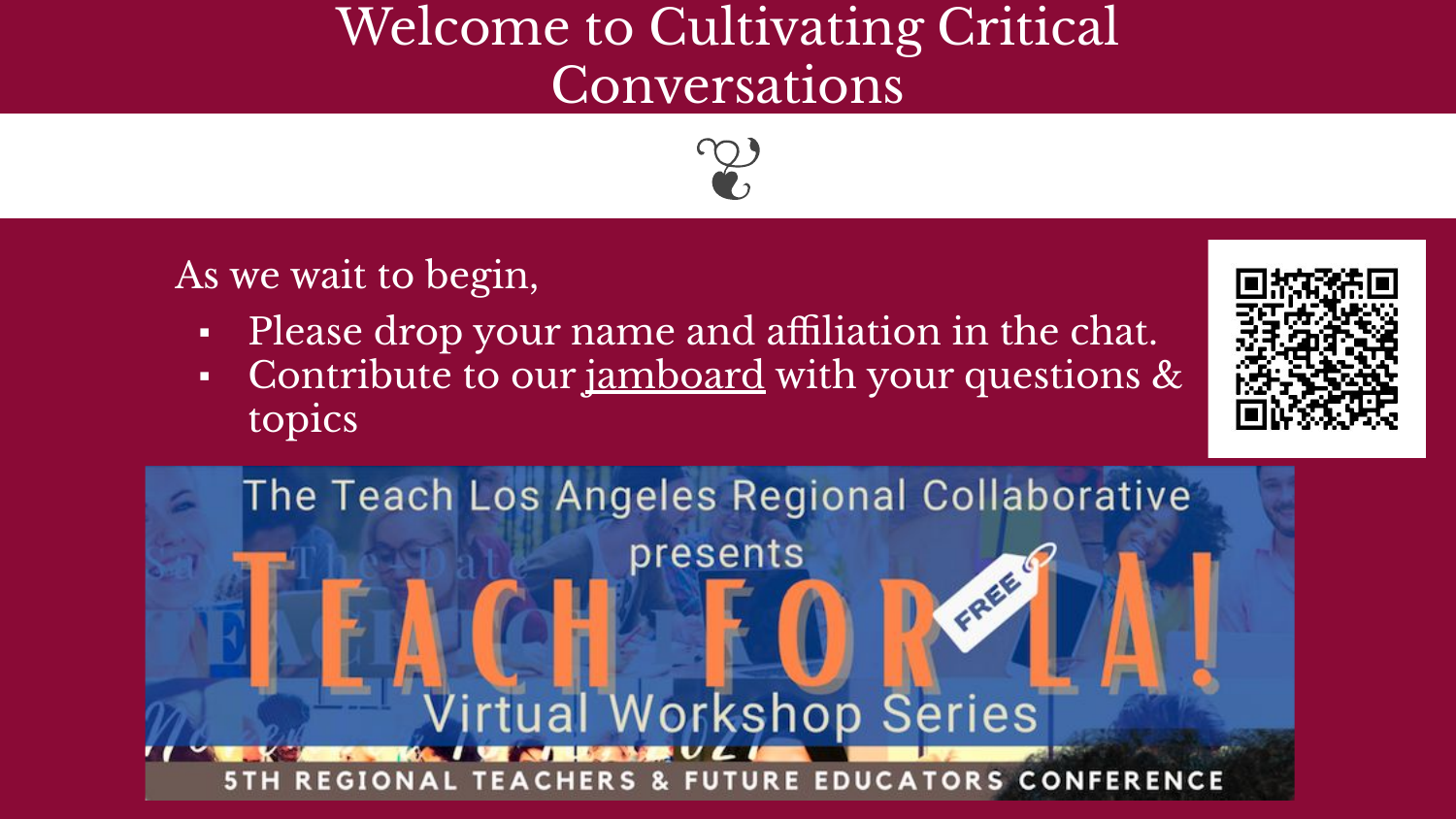# Welcome to Cultivating Critical Conversations

As we wait to begin,

- Please drop your name and affiliation in the chat.
- Contribute to our jamboard with your questions & topics

The Teach Los Angeles Regional Collaborative presents

TEACH FOR LA!

FREE

Virtual Workshop Series

5TH REGIONAL TEACHERS & FUTURE EDUCATORS CONFERENCE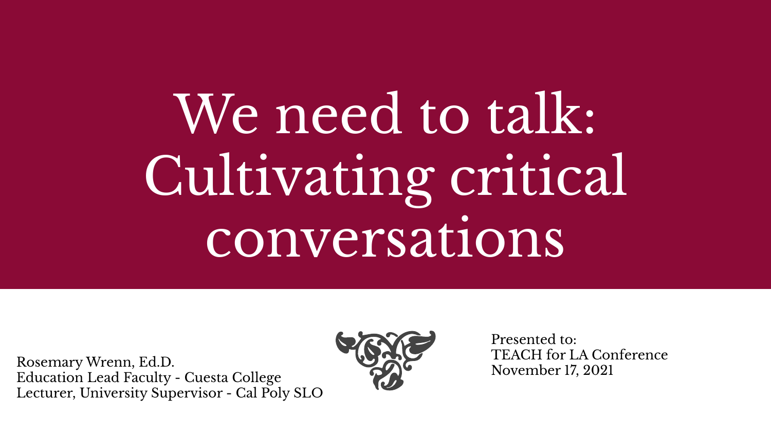# We need to talk: Cultivating critical conversations

Rosemary Wrenn, Ed.D.
Education Lead Faculty - Cuesta College
Lecturer, University Supervisor - Cal Poly SLO

Presented to:
TEACH for LA Conference
November 17, 2021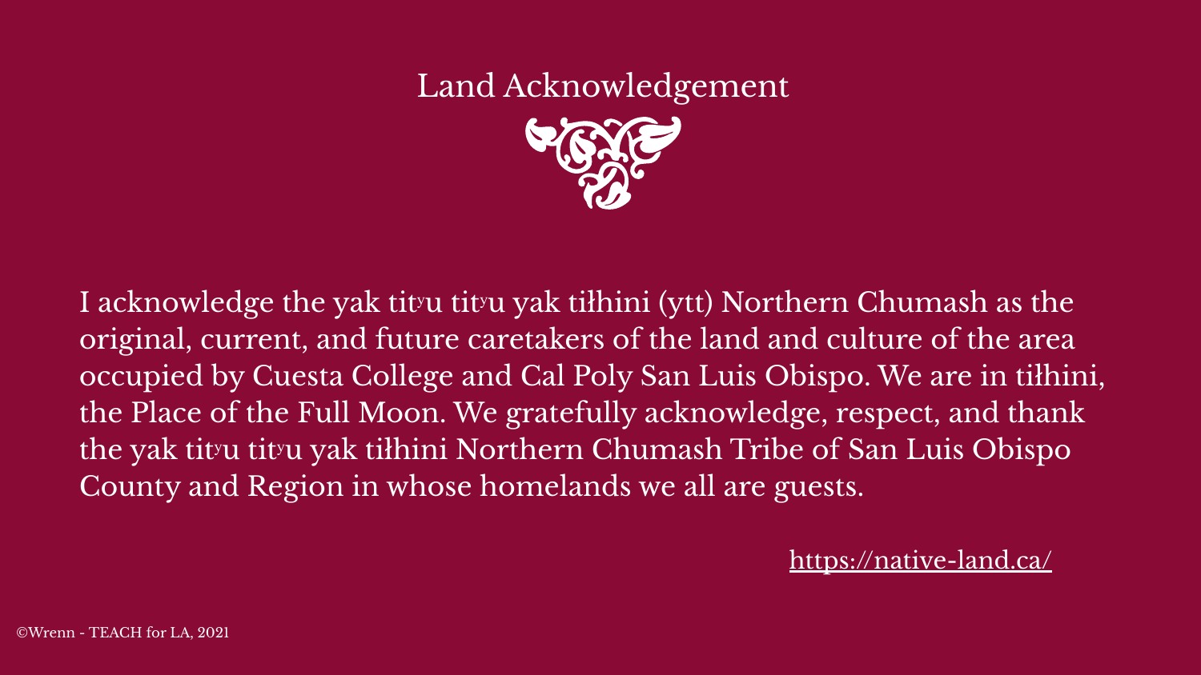# Land Acknowledgement

I acknowledge the yak titʸu titʸu yak tiłhini (ytt) Northern Chumash as the original, current, and future caretakers of the land and culture of the area occupied by Cuesta College and Cal Poly San Luis Obispo. We are in tiłhini, the Place of the Full Moon. We gratefully acknowledge, respect, and thank the yak titʸu titʸu yak tiłhini Northern Chumash Tribe of San Luis Obispo County and Region in whose homelands we all are guests.

https://native-land.ca/

©Wrenn - TEACH for LA, 2021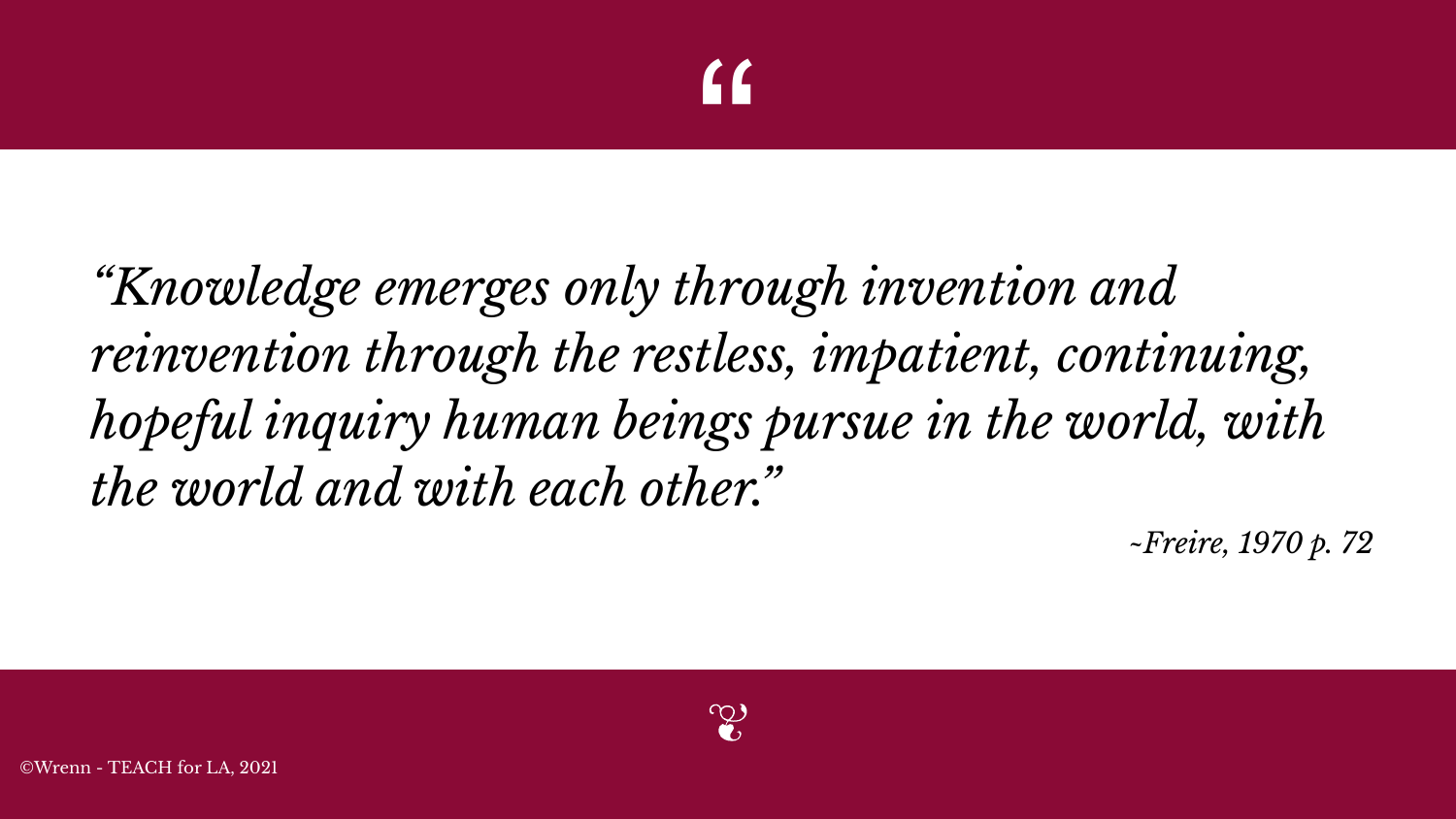*"Knowledge emerges only through invention and reinvention through the restless, impatient, continuing, hopeful inquiry human beings pursue in the world, with the world and with each other."*

*~Freire, 1970 p. 72*

©Wrenn - TEACH for LA, 2021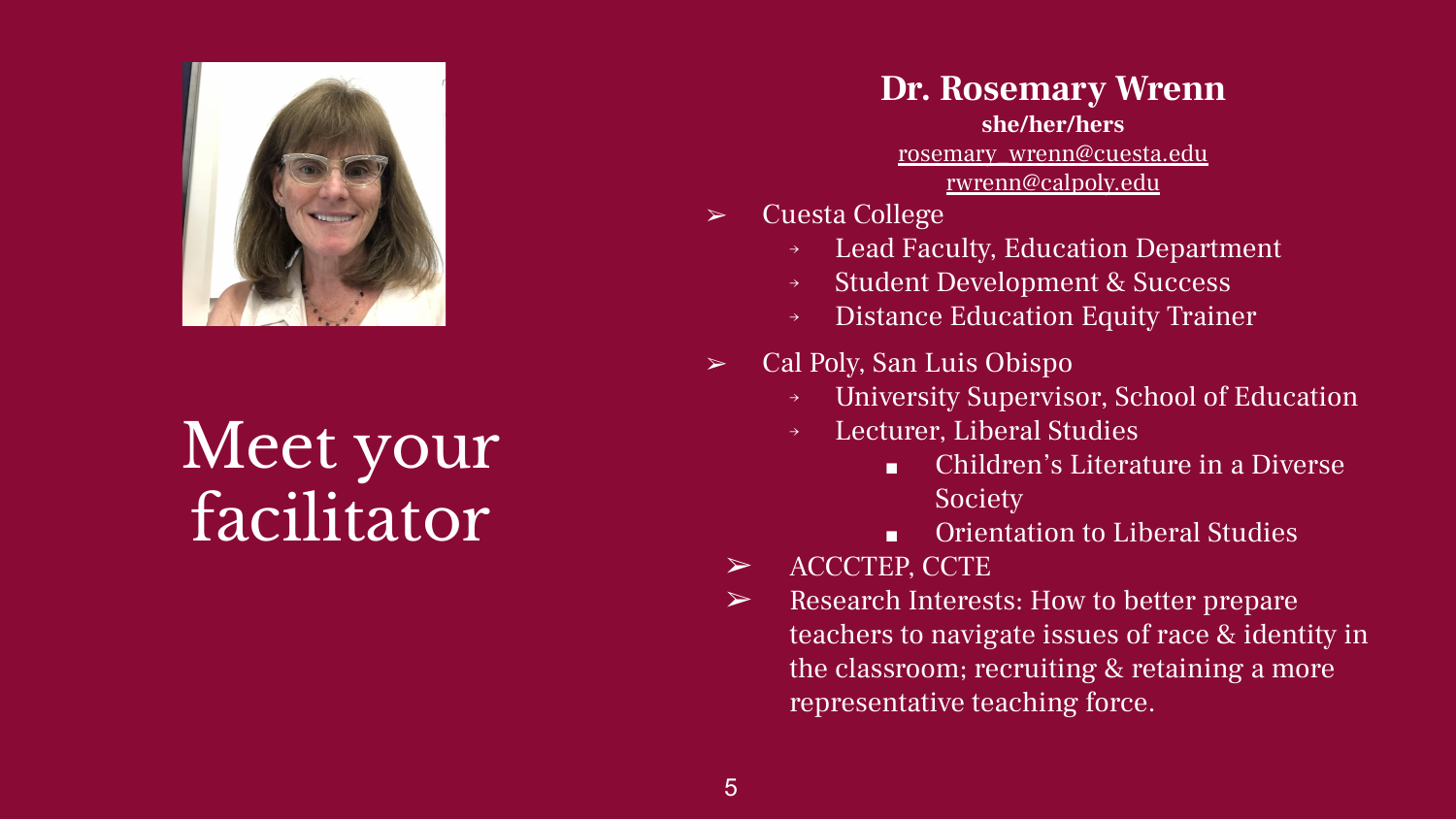# Meet your facilitator

**Dr. Rosemary Wrenn**

**she/her/hers**

rosemary_wrenn@cuesta.edu

rwrenn@calpoly.edu

- Cuesta College
  - Lead Faculty, Education Department
  - Student Development & Success
  - Distance Education Equity Trainer
- Cal Poly, San Luis Obispo
  - University Supervisor, School of Education
  - Lecturer, Liberal Studies
    - Children's Literature in a Diverse Society
    - Orientation to Liberal Studies
- ACCCTEP, CCTE
- Research Interests: How to better prepare teachers to navigate issues of race & identity in the classroom; recruiting & retaining a more representative teaching force.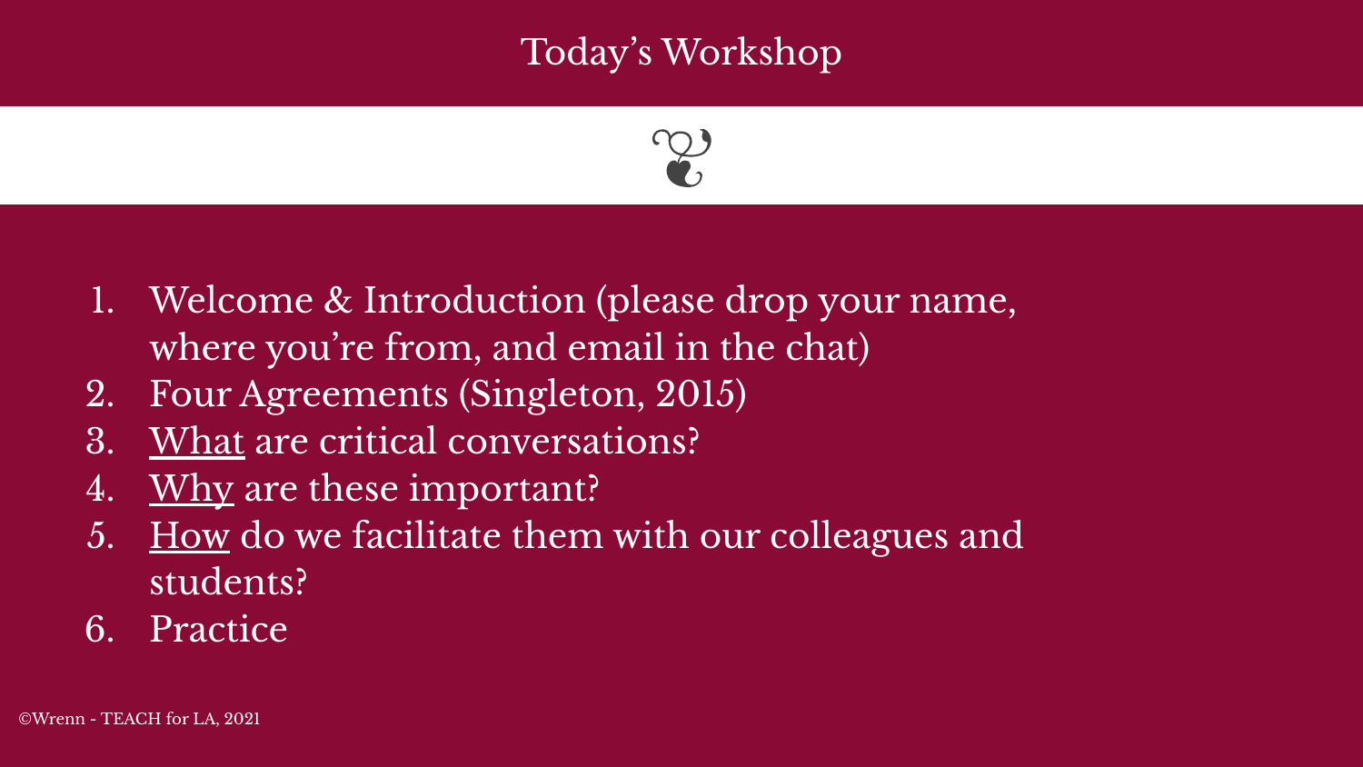# Today's Workshop

1. Welcome & Introduction (please drop your name, where you're from, and email in the chat)
2. Four Agreements (Singleton, 2015)
3. <u>What</u> are critical conversations?
4. <u>Why</u> are these important?
5. <u>How</u> do we facilitate them with our colleagues and students?
6. Practice

©Wrenn - TEACH for LA, 2021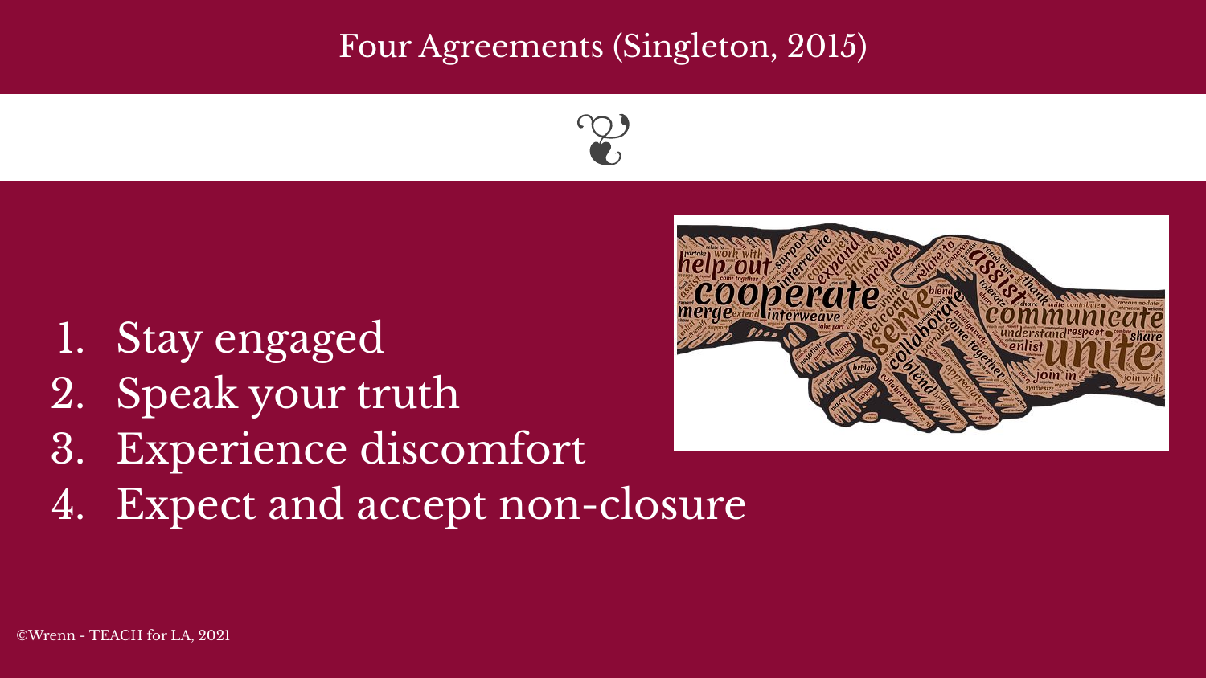# Four Agreements (Singleton, 2015)

1. Stay engaged
2. Speak your truth
3. Experience discomfort
4. Expect and accept non-closure

©Wrenn - TEACH for LA, 2021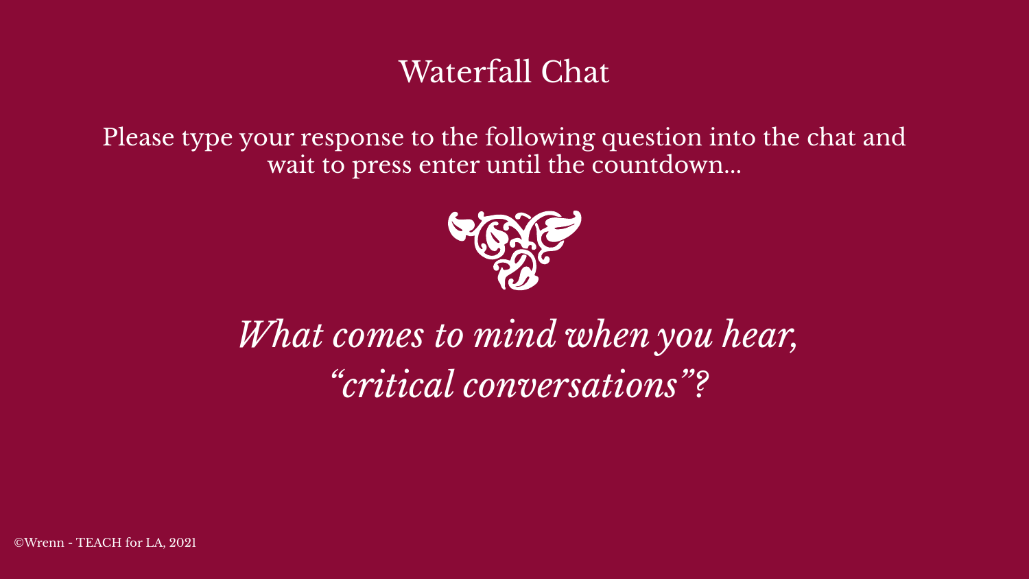# Waterfall Chat

Please type your response to the following question into the chat and wait to press enter until the countdown...

*What comes to mind when you hear, "critical conversations"?*

©Wrenn - TEACH for LA, 2021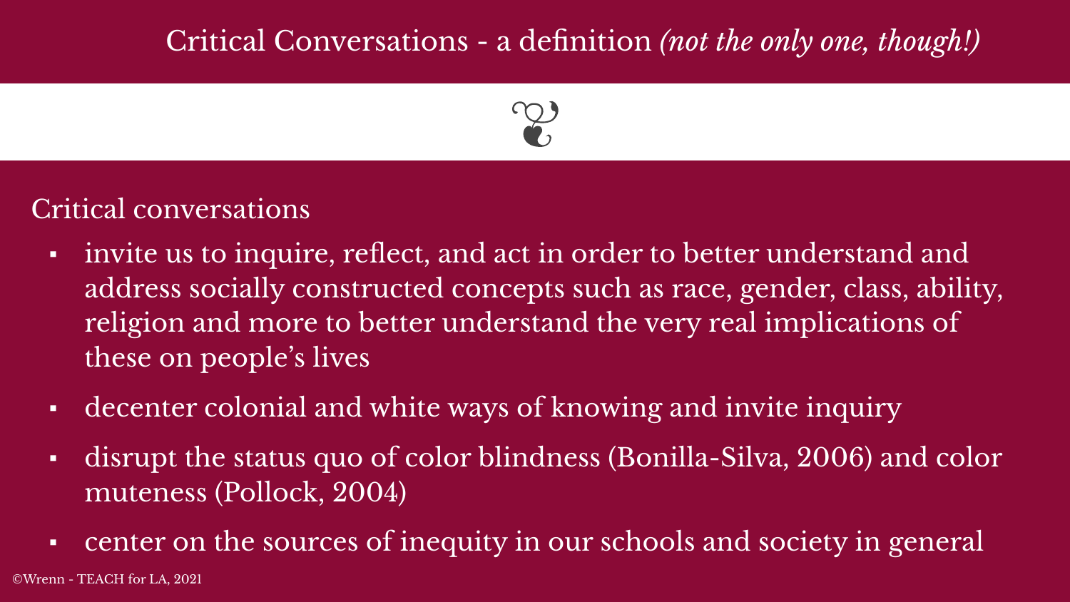# Critical Conversations - a definition *(not the only one, though!)*

Critical conversations

- invite us to inquire, reflect, and act in order to better understand and address socially constructed concepts such as race, gender, class, ability, religion and more to better understand the very real implications of these on people's lives
- decenter colonial and white ways of knowing and invite inquiry
- disrupt the status quo of color blindness (Bonilla-Silva, 2006) and color muteness (Pollock, 2004)
- center on the sources of inequity in our schools and society in general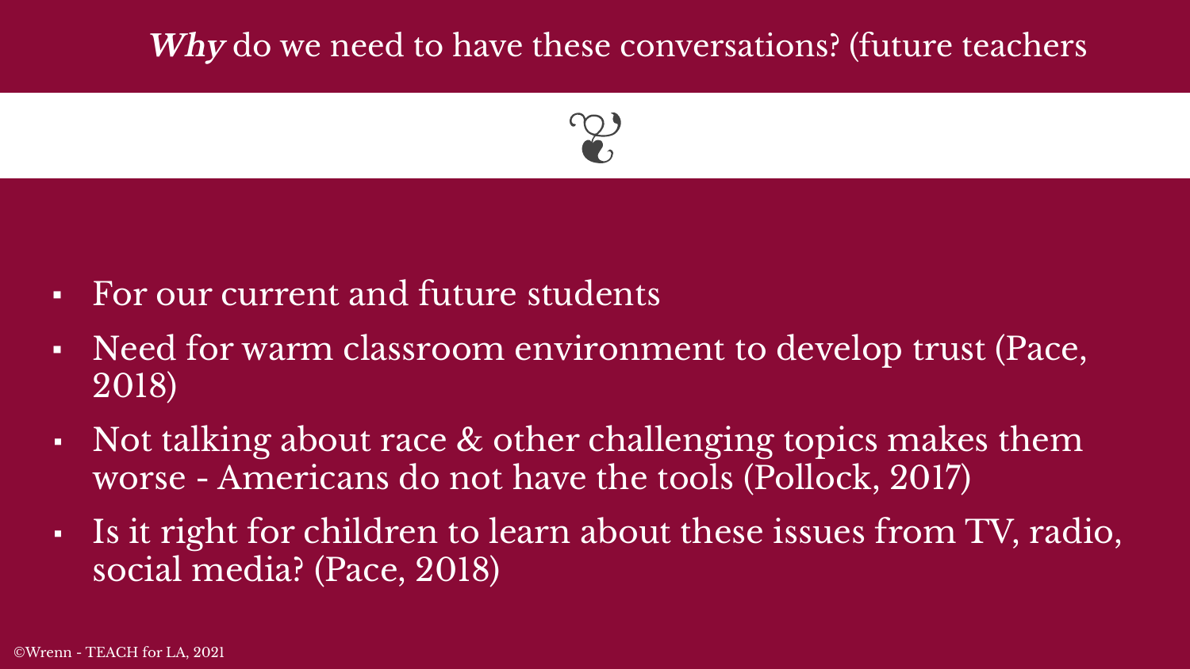## ***Why*** do we need to have these conversations? (future teachers

- For our current and future students
- Need for warm classroom environment to develop trust (Pace, 2018)
- Not talking about race & other challenging topics makes them worse - Americans do not have the tools (Pollock, 2017)
- Is it right for children to learn about these issues from TV, radio, social media? (Pace, 2018)

©Wrenn - TEACH for LA, 2021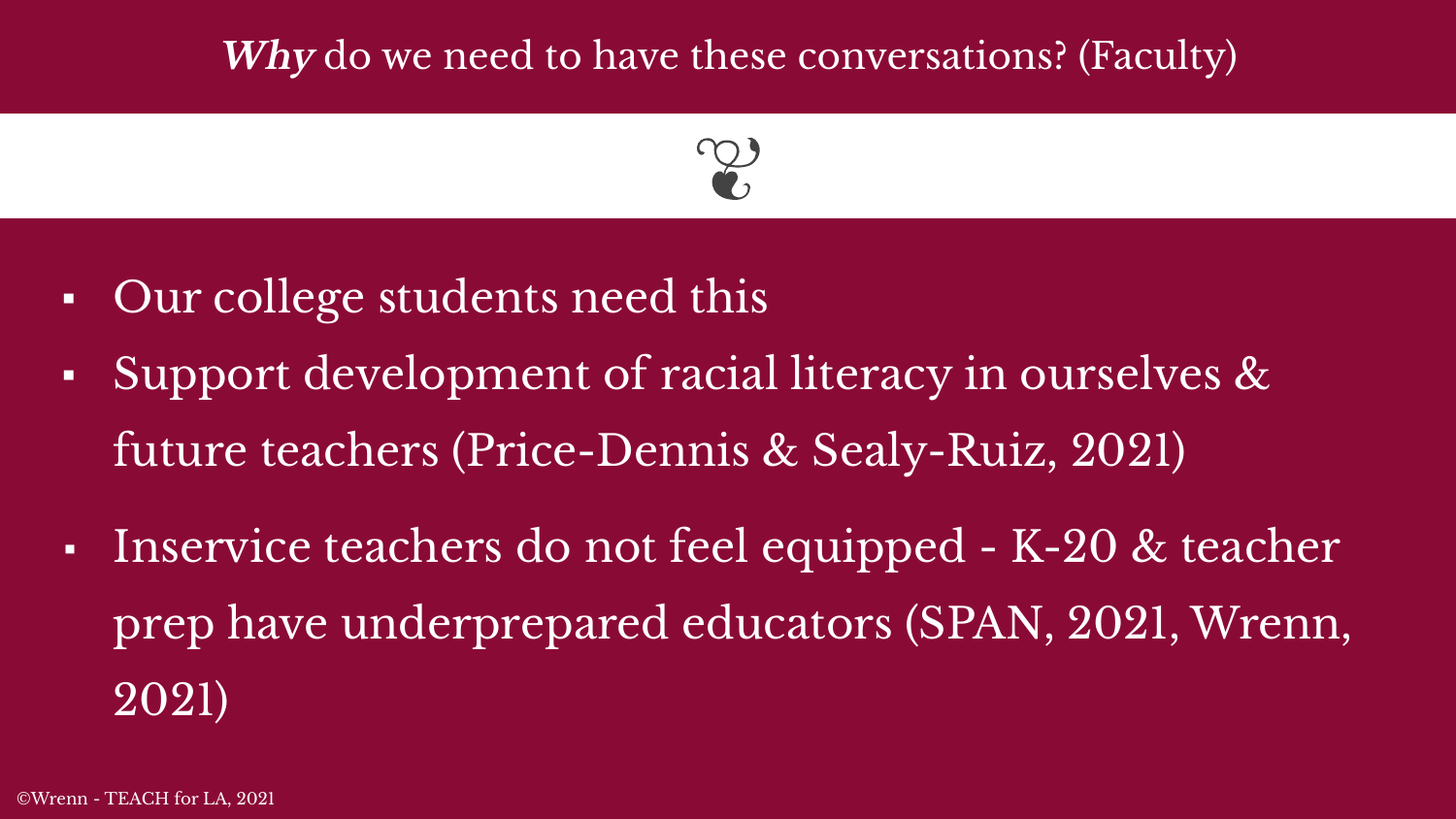## ***Why*** do we need to have these conversations? (Faculty)

- Our college students need this
- Support development of racial literacy in ourselves & future teachers (Price-Dennis & Sealy-Ruiz, 2021)
- Inservice teachers do not feel equipped - K-20 & teacher prep have underprepared educators (SPAN, 2021, Wrenn, 2021)

©Wrenn - TEACH for LA, 2021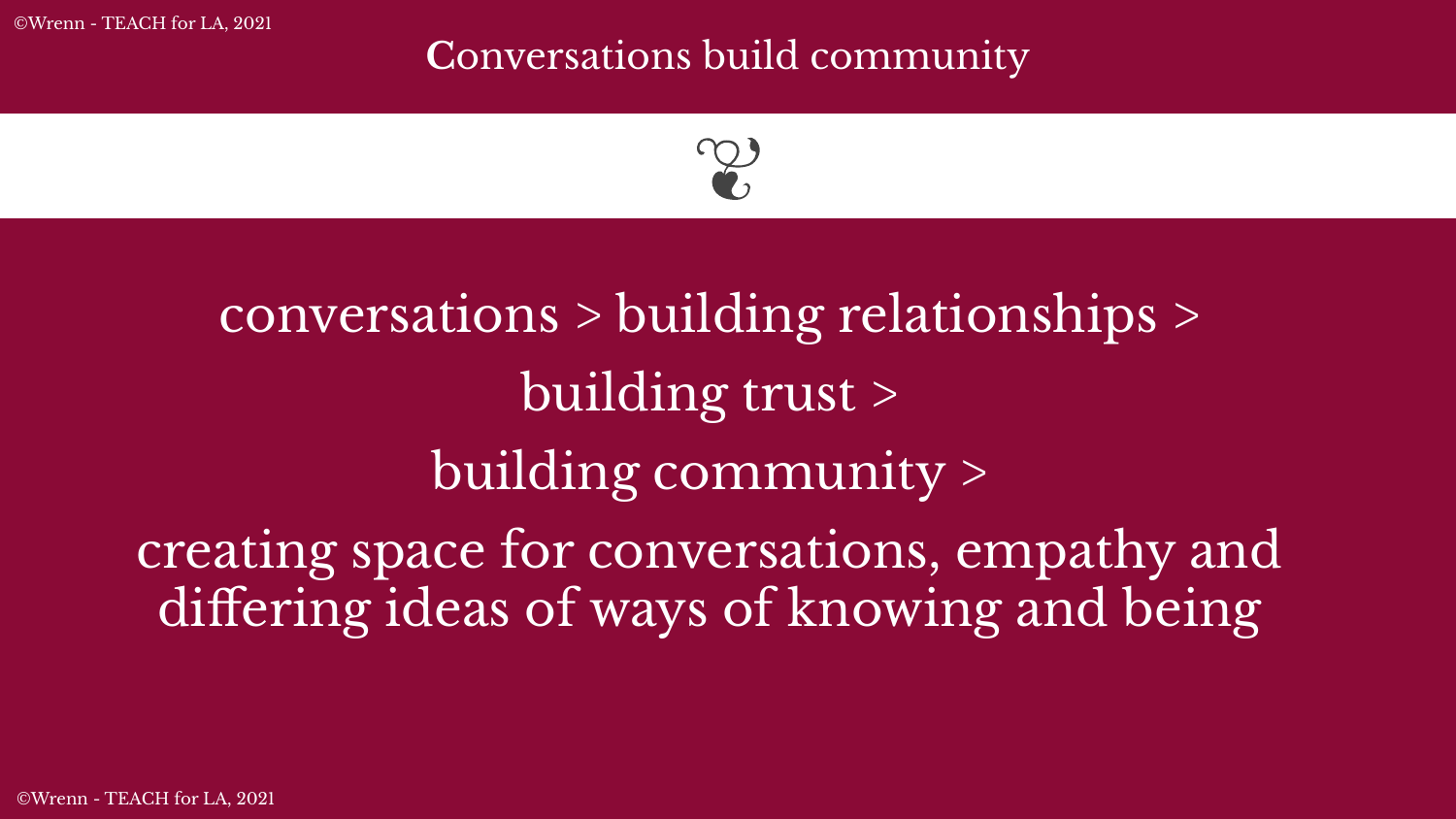# Conversations build community

conversations > building relationships >

building trust >

building community >

creating space for conversations, empathy and differing ideas of ways of knowing and being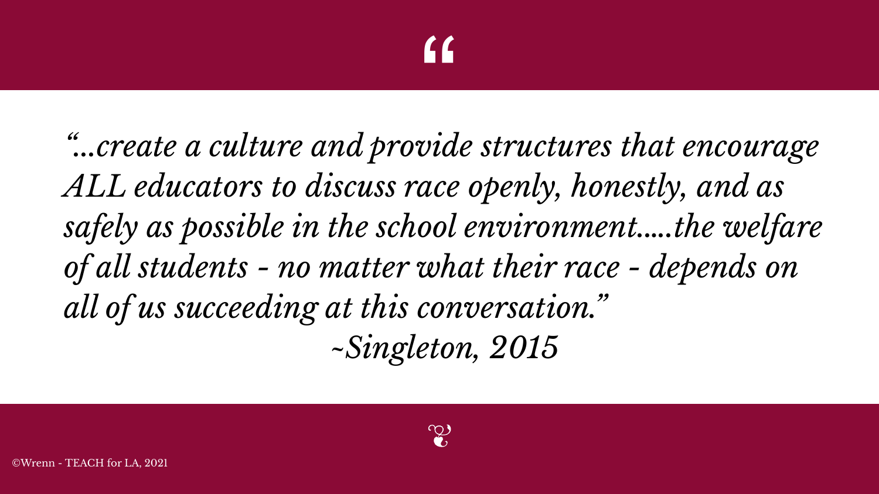*"...create a culture and provide structures that encourage ALL educators to discuss race openly, honestly, and as safely as possible in the school environment.....the welfare of all students - no matter what their race - depends on all of us succeeding at this conversation."*

*~Singleton, 2015*

©Wrenn - TEACH for LA, 2021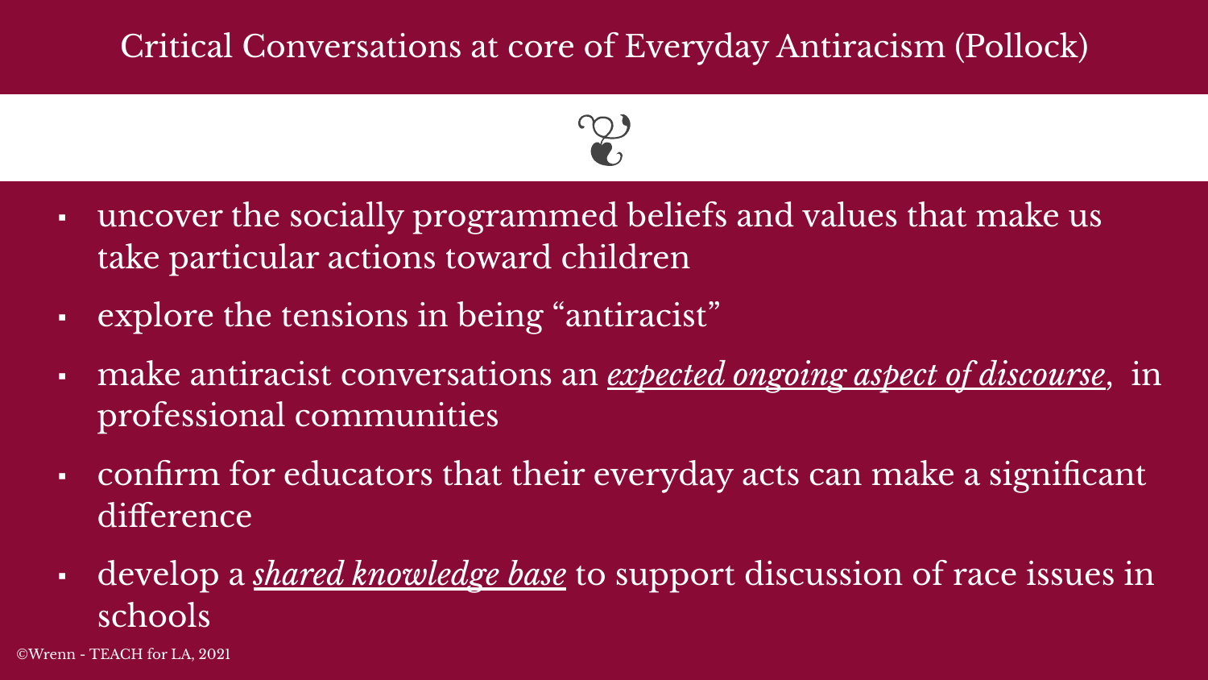# Critical Conversations at core of Everyday Antiracism (Pollock)

- uncover the socially programmed beliefs and values that make us take particular actions toward children
- explore the tensions in being "antiracist"
- make antiracist conversations an ***expected ongoing aspect of discourse***, in professional communities
- confirm for educators that their everyday acts can make a significant difference
- develop a ***shared knowledge base*** to support discussion of race issues in schools

©Wrenn - TEACH for LA, 2021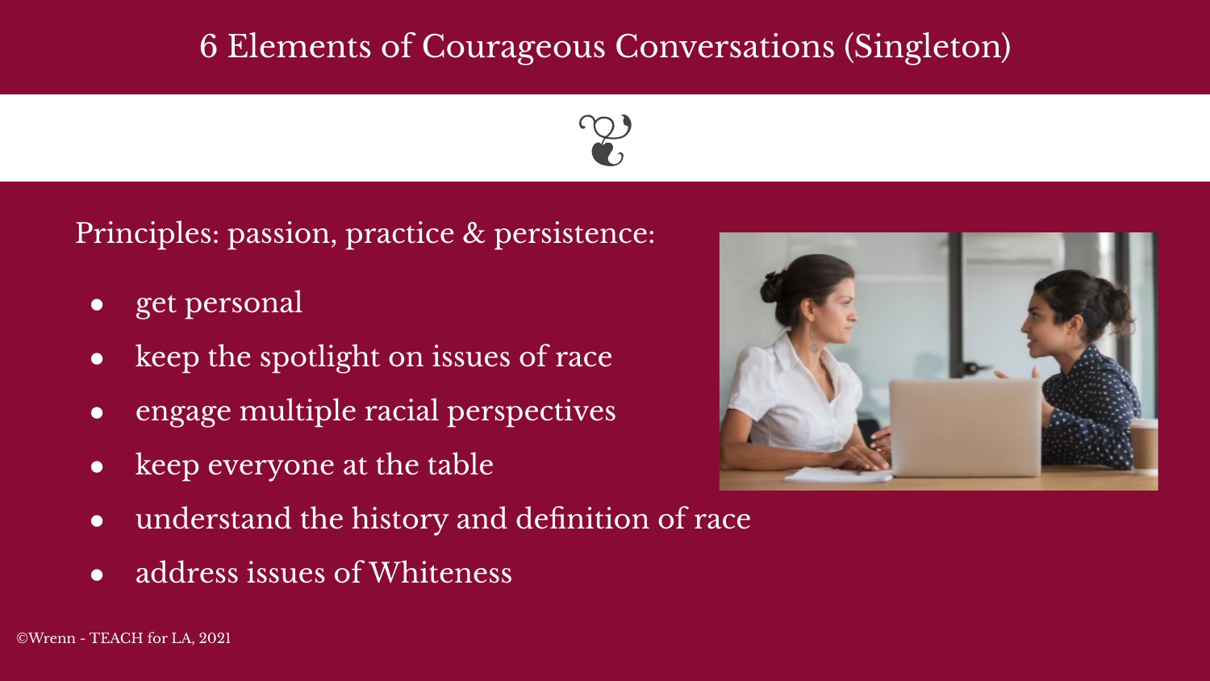# 6 Elements of Courageous Conversations (Singleton)

Principles: passion, practice & persistence:

- get personal
- keep the spotlight on issues of race
- engage multiple racial perspectives
- keep everyone at the table
- understand the history and definition of race
- address issues of Whiteness

©Wrenn - TEACH for LA, 2021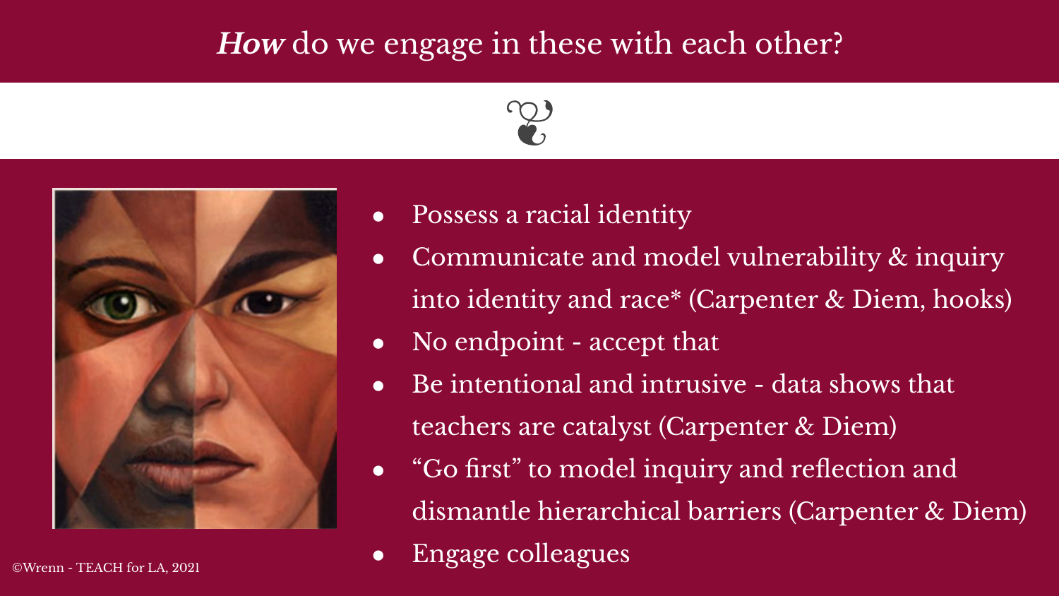# ***How*** do we engage in these with each other?

- Possess a racial identity
- Communicate and model vulnerability & inquiry into identity and race* (Carpenter & Diem, hooks)
- No endpoint - accept that
- Be intentional and intrusive - data shows that teachers are catalyst (Carpenter & Diem)
- “Go first” to model inquiry and reflection and dismantle hierarchical barriers (Carpenter & Diem)
- Engage colleagues

©Wrenn - TEACH for LA, 2021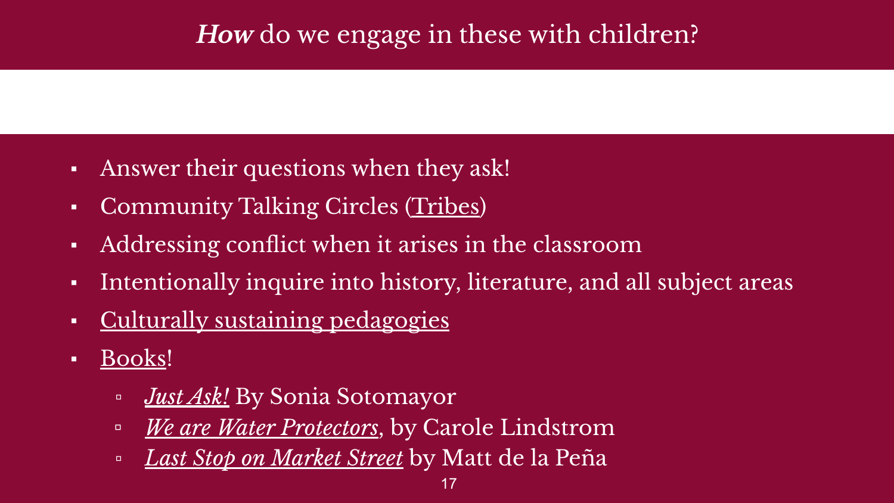## ***How*** do we engage in these with children?

- Answer their questions when they ask!
- Community Talking Circles (Tribes)
- Addressing conflict when it arises in the classroom
- Intentionally inquire into history, literature, and all subject areas
- Culturally sustaining pedagogies
- Books!
  - *Just Ask!* By Sonia Sotomayor
  - *We are Water Protectors*, by Carole Lindstrom
  - *Last Stop on Market Street* by Matt de la Peña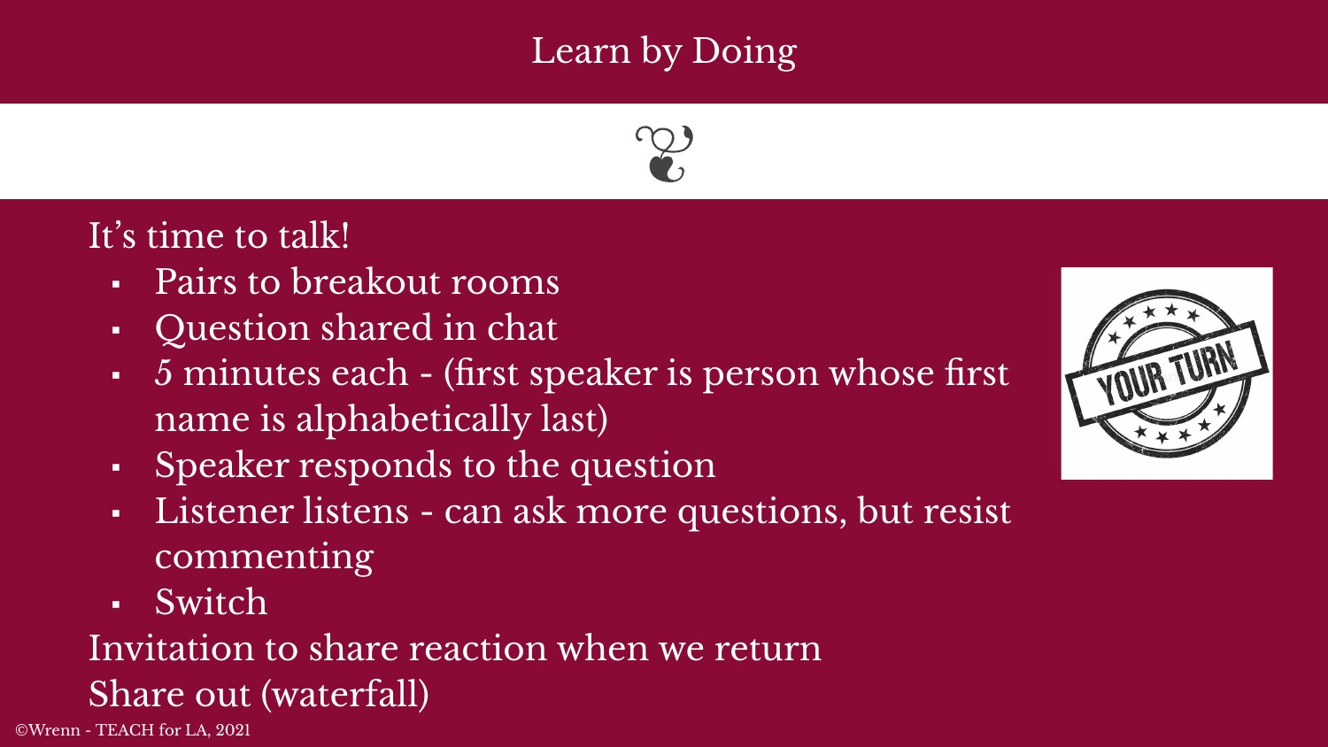# Learn by Doing

It's time to talk!

- Pairs to breakout rooms
- Question shared in chat
- 5 minutes each - (first speaker is person whose first name is alphabetically last)
- Speaker responds to the question
- Listener listens - can ask more questions, but resist commenting
- Switch

Invitation to share reaction when we return

Share out (waterfall)

©Wrenn - TEACH for LA, 2021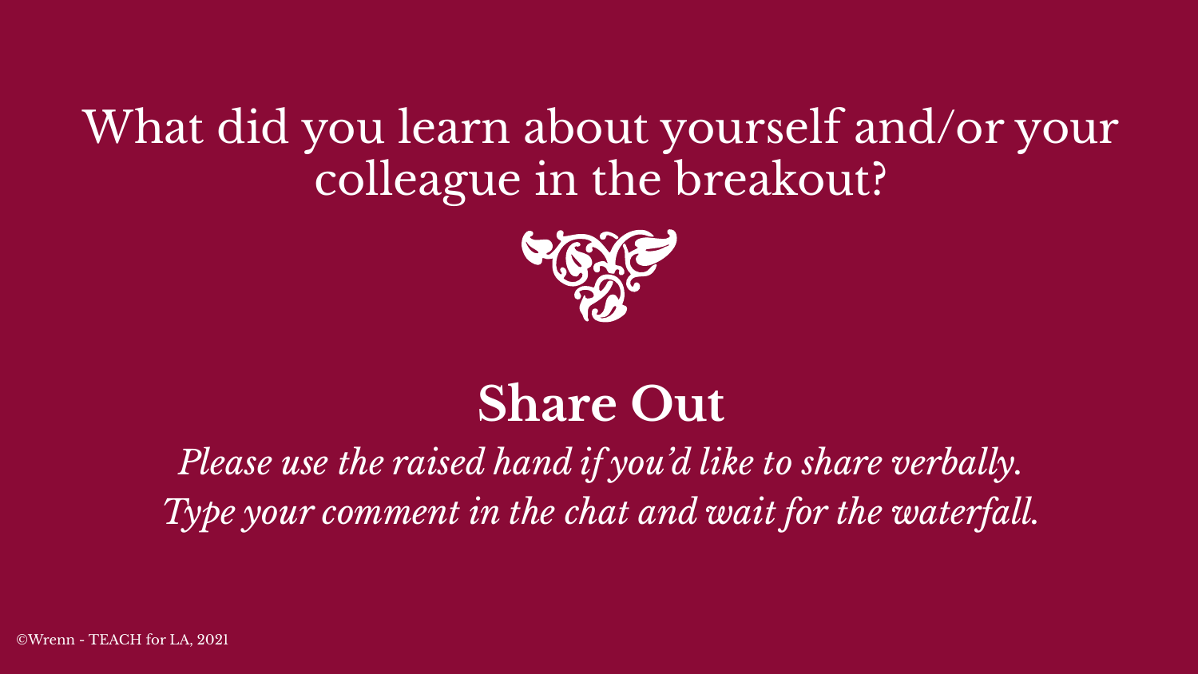# What did you learn about yourself and/or your colleague in the breakout?

## **Share Out**

*Please use the raised hand if you'd like to share verbally.*
*Type your comment in the chat and wait for the waterfall.*

©Wrenn - TEACH for LA, 2021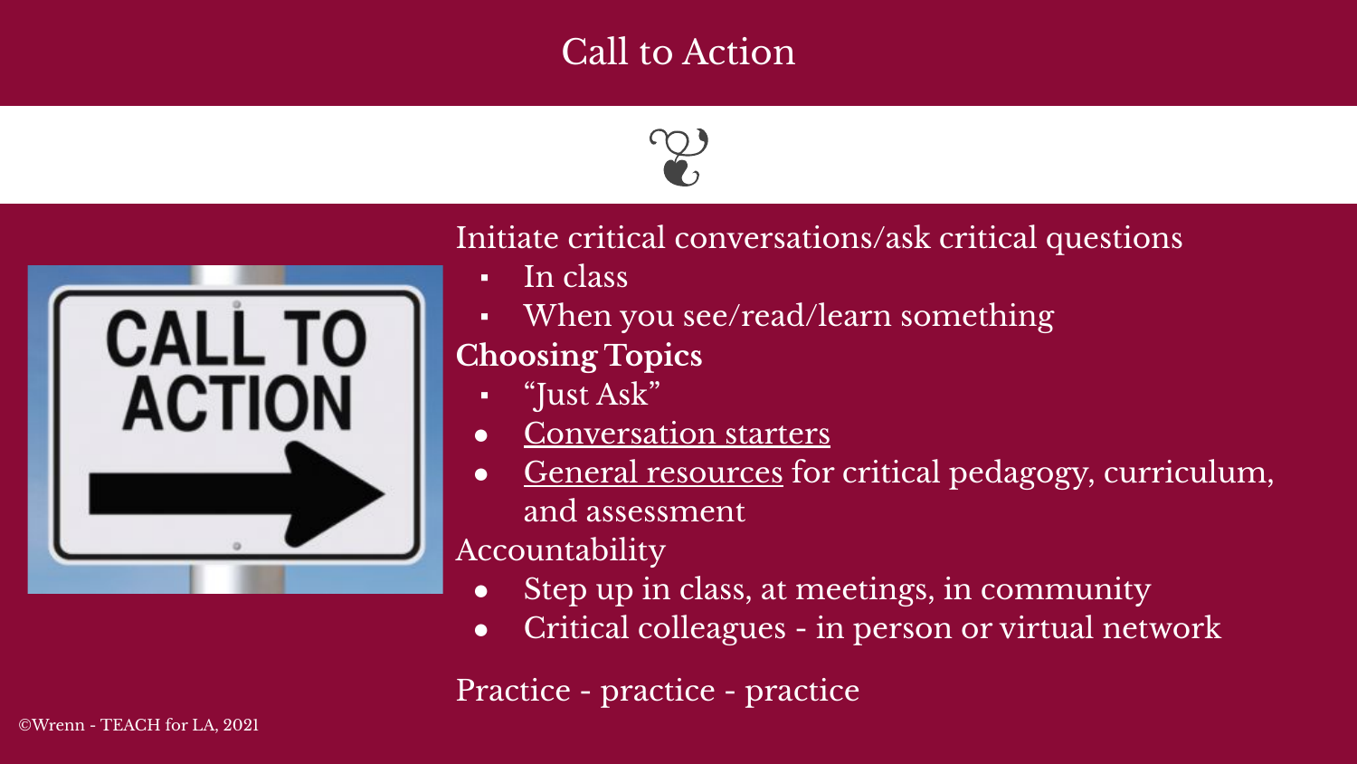# Call to Action

Initiate critical conversations/ask critical questions

- In class
- When you see/read/learn something

**Choosing Topics**

- "Just Ask"
- Conversation starters
- General resources for critical pedagogy, curriculum, and assessment

Accountability

- Step up in class, at meetings, in community
- Critical colleagues - in person or virtual network

Practice - practice - practice

©Wrenn - TEACH for LA, 2021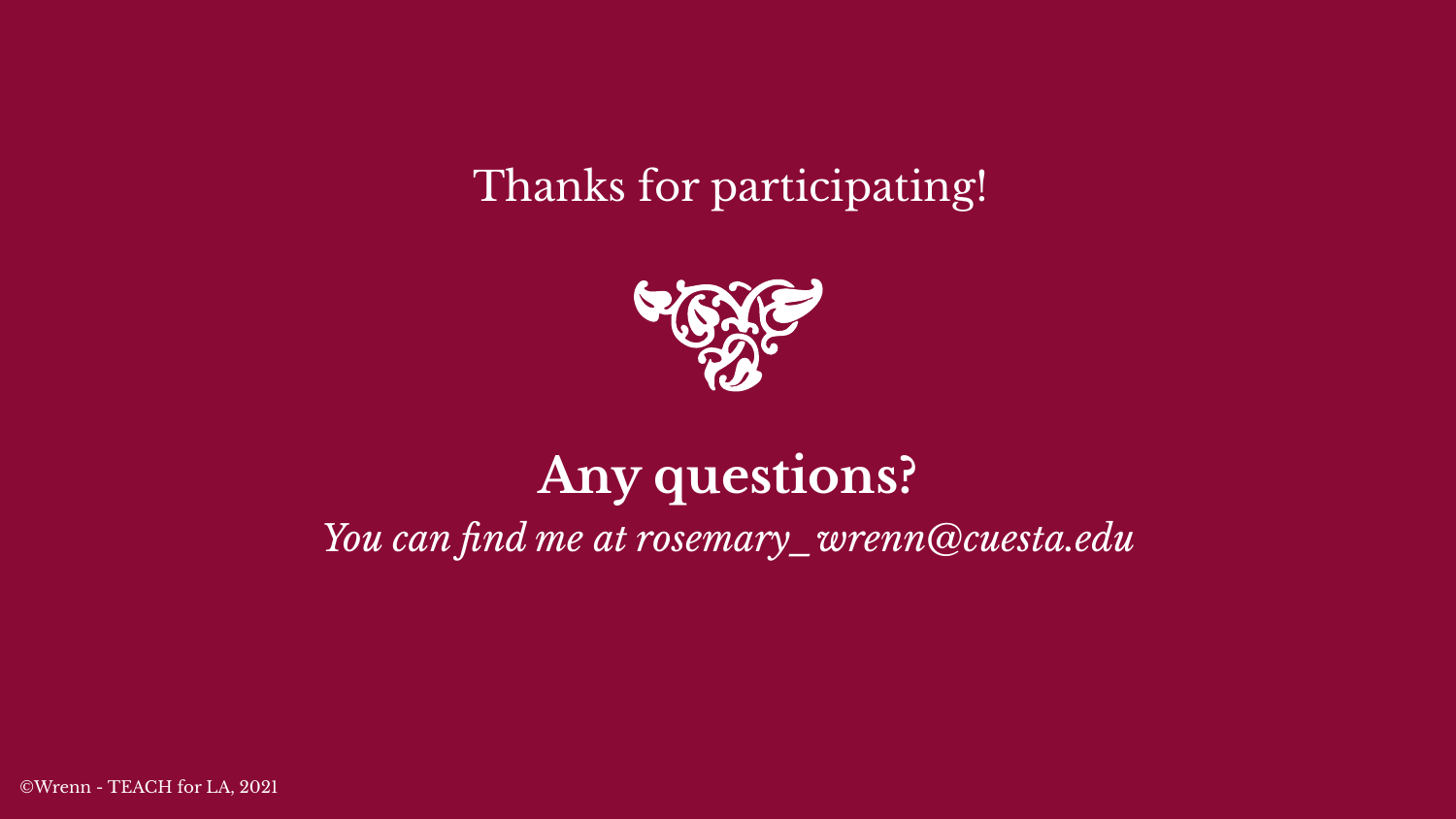Thanks for participating!

# Any questions?

*You can find me at rosemary_wrenn@cuesta.edu*

©Wrenn - TEACH for LA, 2021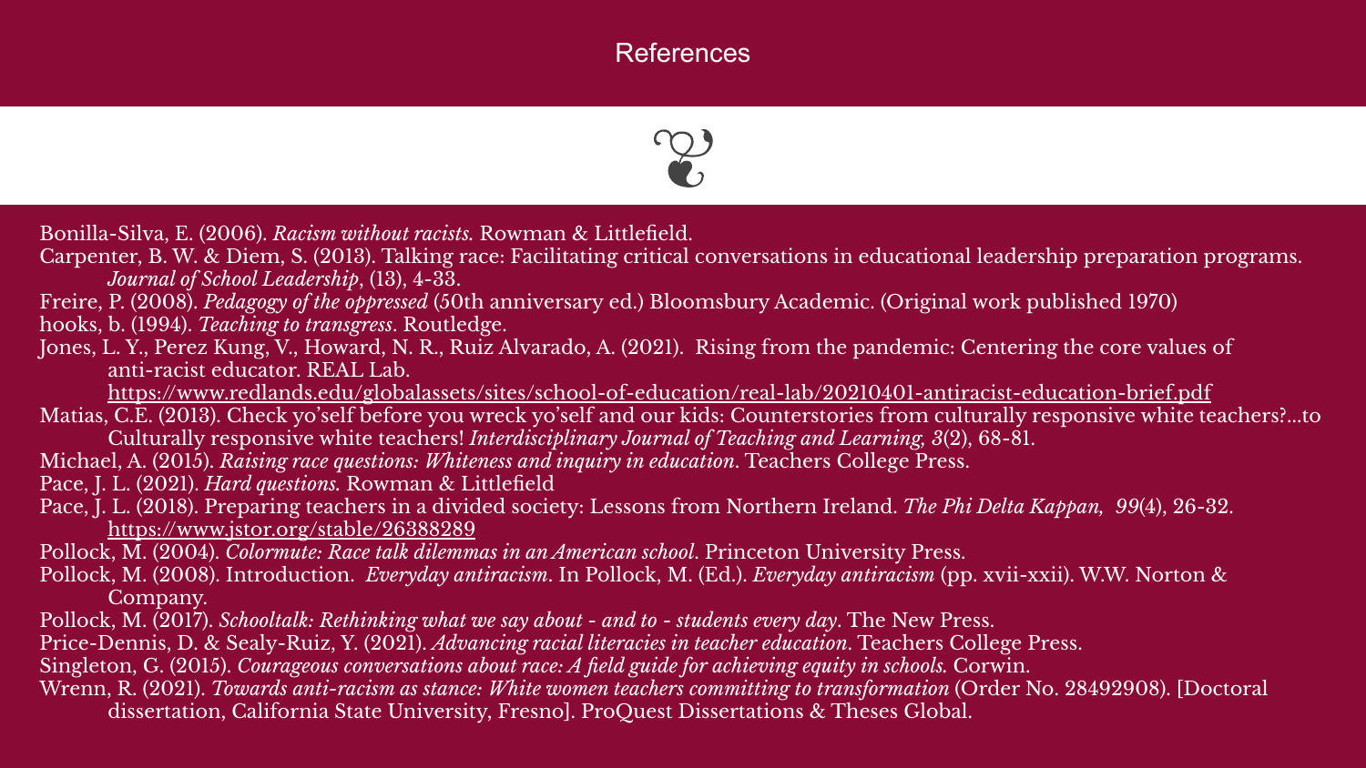# References

Bonilla-Silva, E. (2006). *Racism without racists.* Rowman & Littlefield.

Carpenter, B. W. & Diem, S. (2013). Talking race: Facilitating critical conversations in educational leadership preparation programs. *Journal of School Leadership*, (13), 4-33.

Freire, P. (2008). *Pedagogy of the oppressed* (50th anniversary ed.) Bloomsbury Academic. (Original work published 1970)

hooks, b. (1994). *Teaching to transgress*. Routledge.

Jones, L. Y., Perez Kung, V., Howard, N. R., Ruiz Alvarado, A. (2021). Rising from the pandemic: Centering the core values of anti-racist educator. REAL Lab. https://www.redlands.edu/globalassets/sites/school-of-education/real-lab/20210401-antiracist-education-brief.pdf

Matias, C.E. (2013). Check yo'self before you wreck yo'self and our kids: Counterstories from culturally responsive white teachers?...to Culturally responsive white teachers! *Interdisciplinary Journal of Teaching and Learning, 3*(2), 68-81.

Michael, A. (2015). *Raising race questions: Whiteness and inquiry in education*. Teachers College Press.

Pace, J. L. (2021). *Hard questions.* Rowman & Littlefield

Pace, J. L. (2018). Preparing teachers in a divided society: Lessons from Northern Ireland. *The Phi Delta Kappan, 99*(4), 26-32. https://www.jstor.org/stable/26388289

Pollock, M. (2004). *Colormute: Race talk dilemmas in an American school*. Princeton University Press.

Pollock, M. (2008). Introduction. *Everyday antiracism*. In Pollock, M. (Ed.). *Everyday antiracism* (pp. xvii-xxii). W.W. Norton & Company.

Pollock, M. (2017). *Schooltalk: Rethinking what we say about - and to - students every day*. The New Press.

Price-Dennis, D. & Sealy-Ruiz, Y. (2021). *Advancing racial literacies in teacher education*. Teachers College Press.

Singleton, G. (2015). *Courageous conversations about race: A field guide for achieving equity in schools.* Corwin.

Wrenn, R. (2021). *Towards anti-racism as stance: White women teachers committing to transformation* (Order No. 28492908). [Doctoral dissertation, California State University, Fresno]. ProQuest Dissertations & Theses Global.